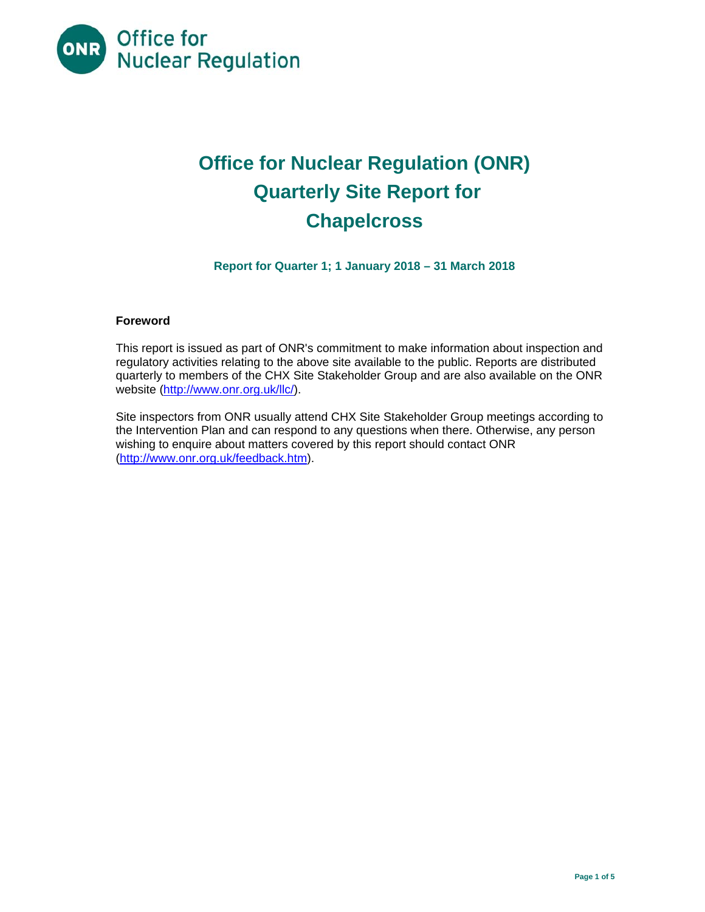# Office for Nuclear Regulation (ONR) Quarterly Site Report for Chapelcross

**Report for Quarter 1; 1 January 2018 – 31 March 2018**

## Foreword

This report is issued as part of ONR's commitment to make information about inspection and regulatory activities relating to the above site available to the public. Reports are distributed quarterly to members of the CHX Site Stakeholder Group and are also available on the ONR website (http://www.onr.org.uk/llc/).

Site inspectors from ONR usually attend CHX Site Stakeholder Group meetings according to the Intervention Plan and can respond to any questions when there. Otherwise, any person wishing to enquire about matters covered by this report should contact ONR (http://www.onr.org.uk/feedback.htm).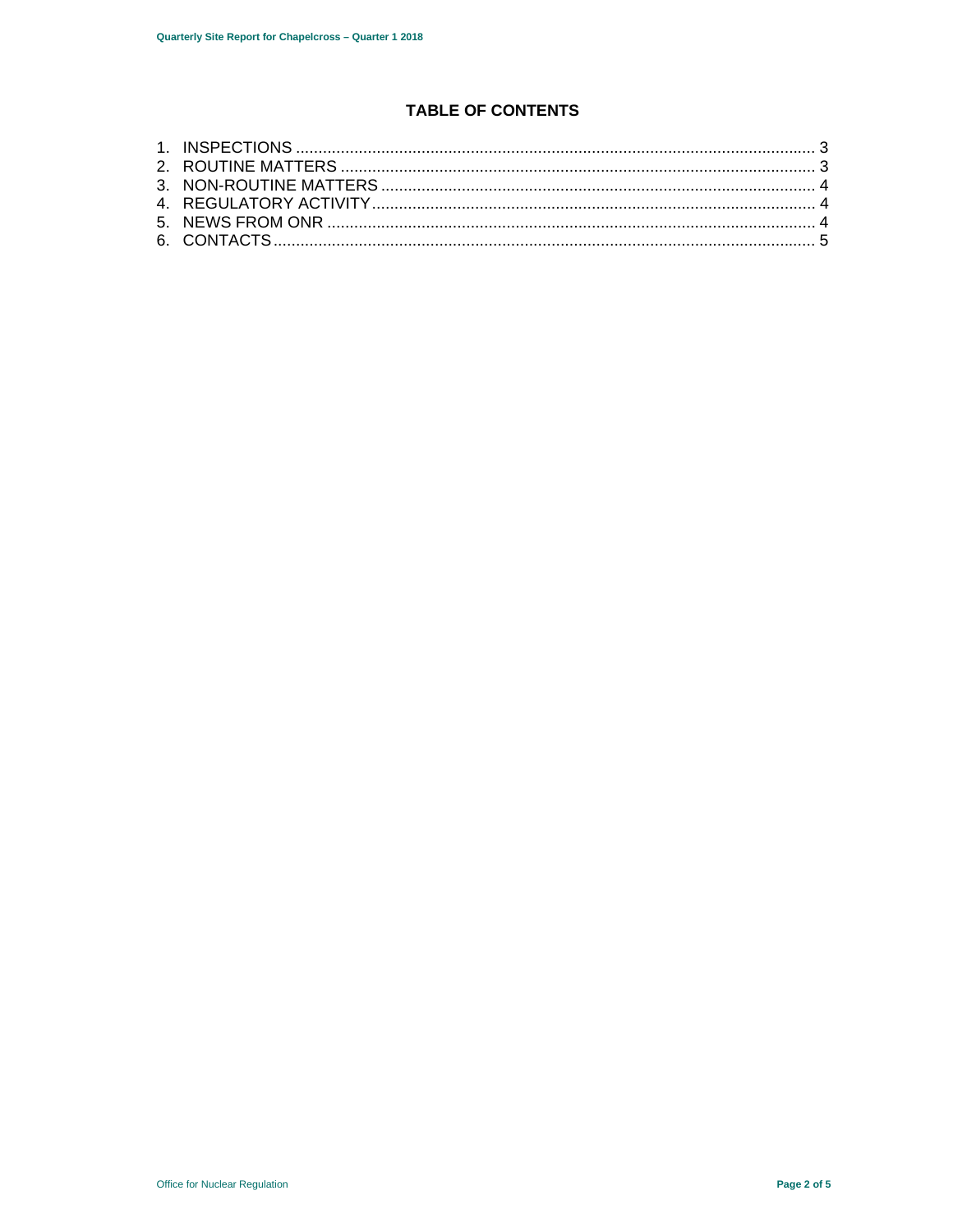## TABLE OF CONTENTS

1. INSPECTIONS ..................................................................................................................... 3
2. ROUTINE MATTERS ............................................................................................................ 3
3. NON-ROUTINE MATTERS .................................................................................................. 4
4. REGULATORY ACTIVITY ................................................................................................... 4
5. NEWS FROM ONR ............................................................................................................... 4
6. CONTACTS .......................................................................................................................... 5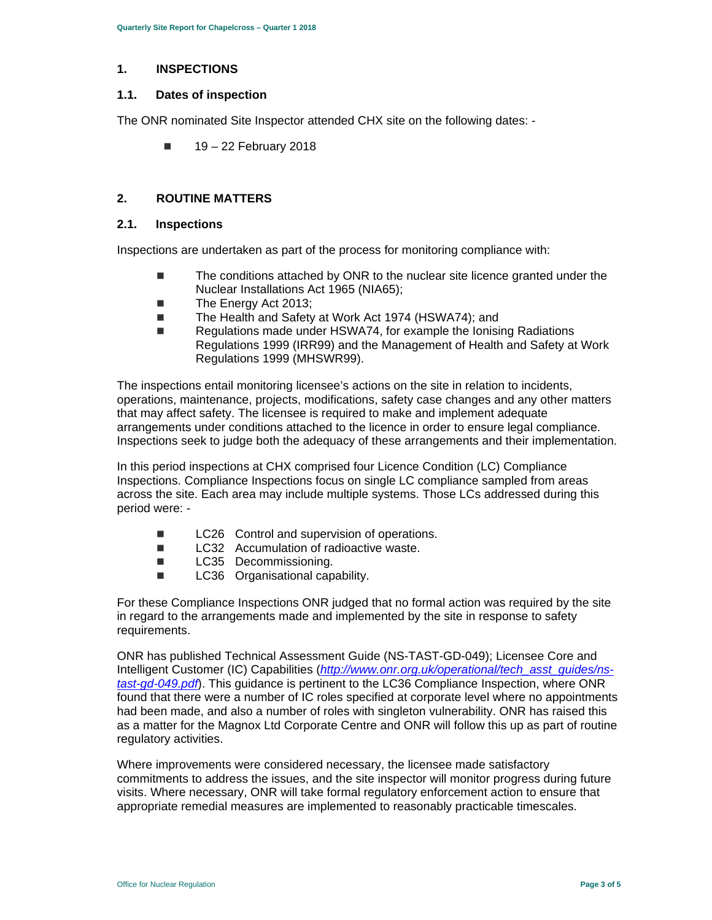## 1. INSPECTIONS

### 1.1. Dates of inspection

The ONR nominated Site Inspector attended CHX site on the following dates: -

- 19 – 22 February 2018

## 2. ROUTINE MATTERS

### 2.1. Inspections

Inspections are undertaken as part of the process for monitoring compliance with:

- The conditions attached by ONR to the nuclear site licence granted under the Nuclear Installations Act 1965 (NIA65);
- The Energy Act 2013;
- The Health and Safety at Work Act 1974 (HSWA74); and
- Regulations made under HSWA74, for example the Ionising Radiations Regulations 1999 (IRR99) and the Management of Health and Safety at Work Regulations 1999 (MHSWR99).

The inspections entail monitoring licensee's actions on the site in relation to incidents, operations, maintenance, projects, modifications, safety case changes and any other matters that may affect safety. The licensee is required to make and implement adequate arrangements under conditions attached to the licence in order to ensure legal compliance. Inspections seek to judge both the adequacy of these arrangements and their implementation.

In this period inspections at CHX comprised four Licence Condition (LC) Compliance Inspections. Compliance Inspections focus on single LC compliance sampled from areas across the site. Each area may include multiple systems. Those LCs addressed during this period were: -

- LC26 Control and supervision of operations.
- LC32 Accumulation of radioactive waste.
- LC35 Decommissioning.
- LC36 Organisational capability.

For these Compliance Inspections ONR judged that no formal action was required by the site in regard to the arrangements made and implemented by the site in response to safety requirements.

ONR has published Technical Assessment Guide (NS-TAST-GD-049); Licensee Core and Intelligent Customer (IC) Capabilities (*http://www.onr.org.uk/operational/tech_asst_guides/ns-tast-gd-049.pdf*). This guidance is pertinent to the LC36 Compliance Inspection, where ONR found that there were a number of IC roles specified at corporate level where no appointments had been made, and also a number of roles with singleton vulnerability. ONR has raised this as a matter for the Magnox Ltd Corporate Centre and ONR will follow this up as part of routine regulatory activities.

Where improvements were considered necessary, the licensee made satisfactory commitments to address the issues, and the site inspector will monitor progress during future visits. Where necessary, ONR will take formal regulatory enforcement action to ensure that appropriate remedial measures are implemented to reasonably practicable timescales.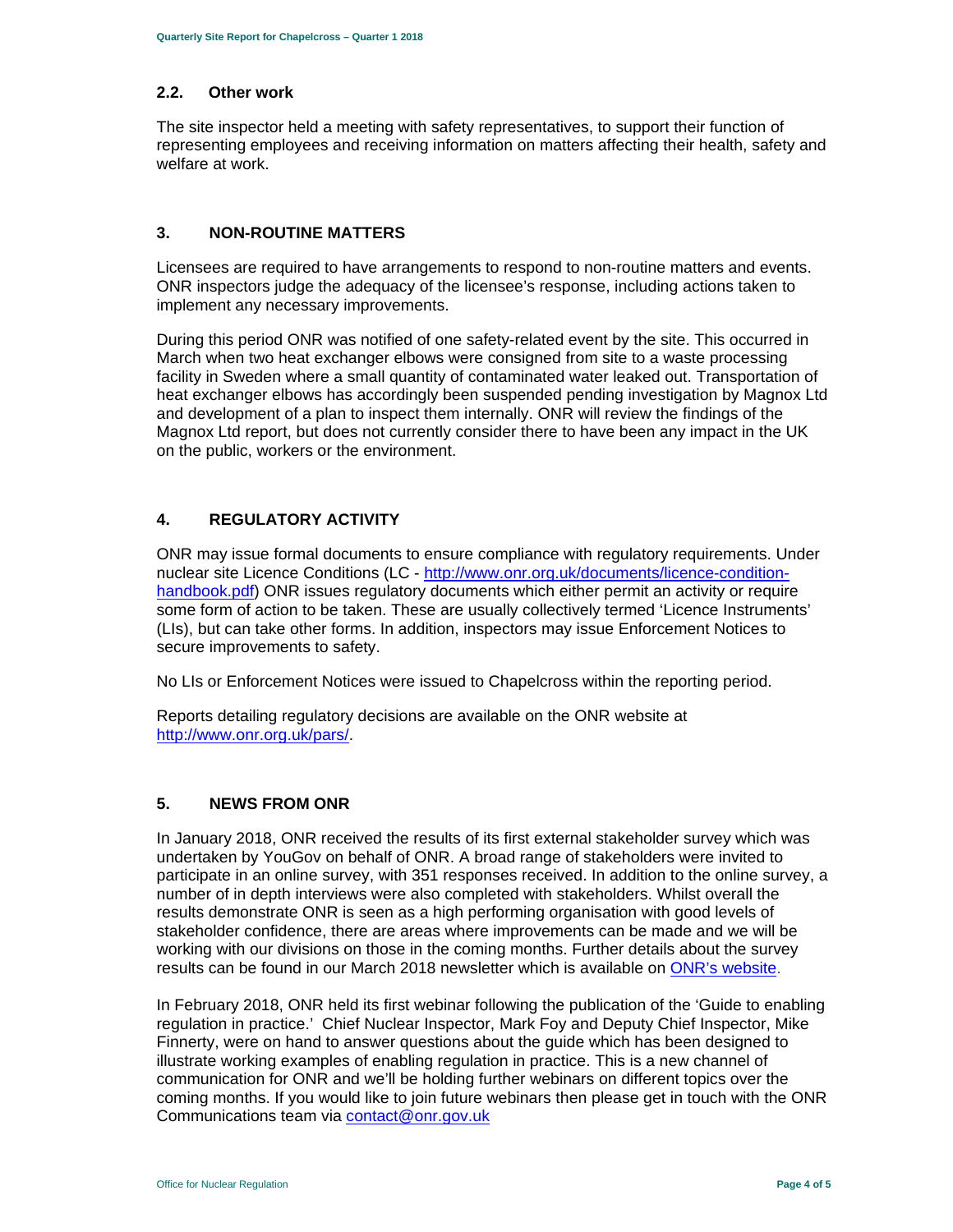## 2.2. Other work

The site inspector held a meeting with safety representatives, to support their function of representing employees and receiving information on matters affecting their health, safety and welfare at work.

# 3. NON-ROUTINE MATTERS

Licensees are required to have arrangements to respond to non-routine matters and events. ONR inspectors judge the adequacy of the licensee's response, including actions taken to implement any necessary improvements.

During this period ONR was notified of one safety-related event by the site. This occurred in March when two heat exchanger elbows were consigned from site to a waste processing facility in Sweden where a small quantity of contaminated water leaked out. Transportation of heat exchanger elbows has accordingly been suspended pending investigation by Magnox Ltd and development of a plan to inspect them internally. ONR will review the findings of the Magnox Ltd report, but does not currently consider there to have been any impact in the UK on the public, workers or the environment.

# 4. REGULATORY ACTIVITY

ONR may issue formal documents to ensure compliance with regulatory requirements. Under nuclear site Licence Conditions (LC - [http://www.onr.org.uk/documents/licence-condition-handbook.pdf](http://www.onr.org.uk/documents/licence-condition-handbook.pdf)) ONR issues regulatory documents which either permit an activity or require some form of action to be taken. These are usually collectively termed 'Licence Instruments' (LIs), but can take other forms. In addition, inspectors may issue Enforcement Notices to secure improvements to safety.

No LIs or Enforcement Notices were issued to Chapelcross within the reporting period.

Reports detailing regulatory decisions are available on the ONR website at [http://www.onr.org.uk/pars/](http://www.onr.org.uk/pars/).

# 5. NEWS FROM ONR

In January 2018, ONR received the results of its first external stakeholder survey which was undertaken by YouGov on behalf of ONR. A broad range of stakeholders were invited to participate in an online survey, with 351 responses received. In addition to the online survey, a number of in depth interviews were also completed with stakeholders. Whilst overall the results demonstrate ONR is seen as a high performing organisation with good levels of stakeholder confidence, there are areas where improvements can be made and we will be working with our divisions on those in the coming months. Further details about the survey results can be found in our March 2018 newsletter which is available on ONR's website.

In February 2018, ONR held its first webinar following the publication of the 'Guide to enabling regulation in practice.' Chief Nuclear Inspector, Mark Foy and Deputy Chief Inspector, Mike Finnerty, were on hand to answer questions about the guide which has been designed to illustrate working examples of enabling regulation in practice. This is a new channel of communication for ONR and we'll be holding further webinars on different topics over the coming months. If you would like to join future webinars then please get in touch with the ONR Communications team via [contact@onr.gov.uk](mailto:contact@onr.gov.uk)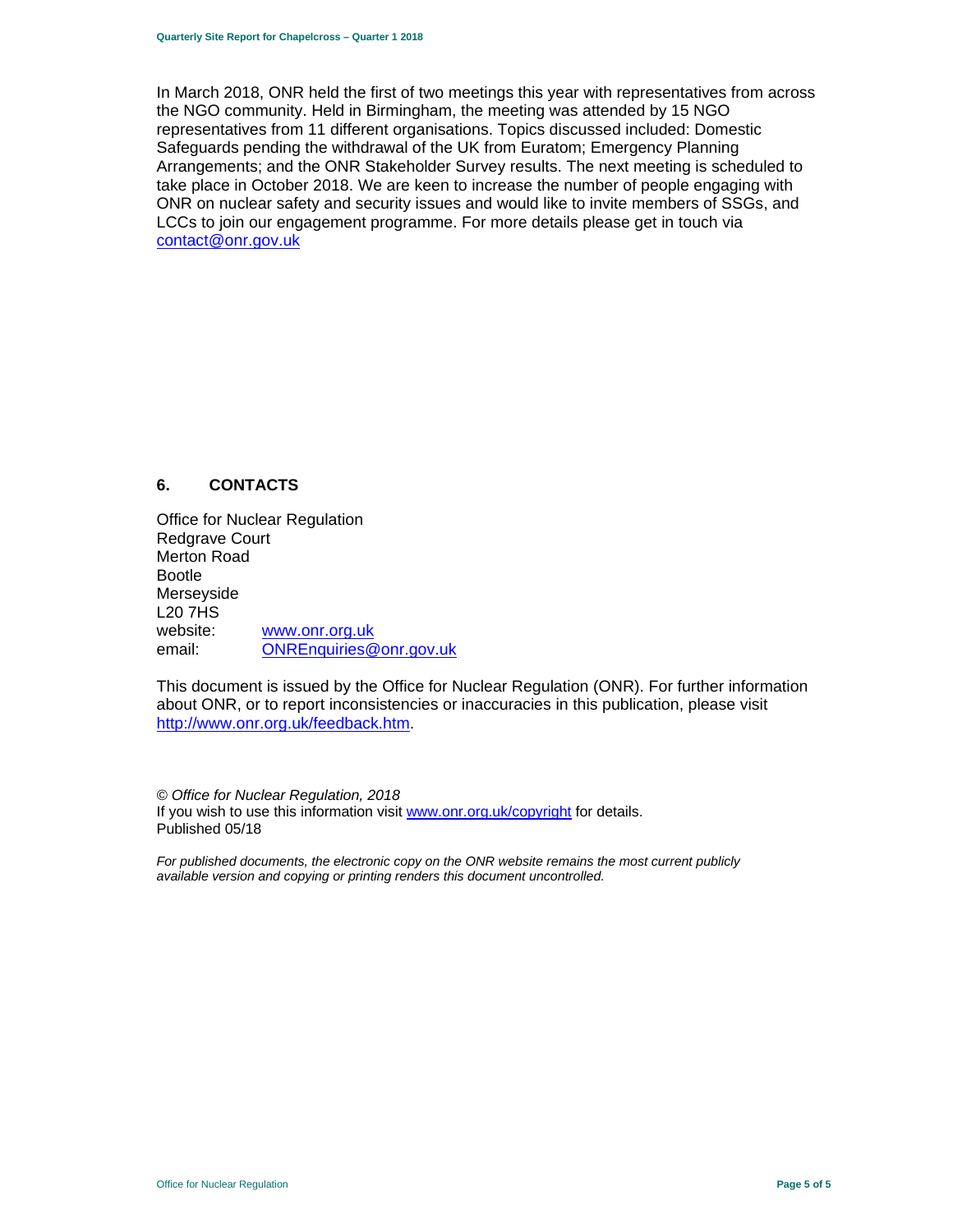In March 2018, ONR held the first of two meetings this year with representatives from across the NGO community. Held in Birmingham, the meeting was attended by 15 NGO representatives from 11 different organisations. Topics discussed included: Domestic Safeguards pending the withdrawal of the UK from Euratom; Emergency Planning Arrangements; and the ONR Stakeholder Survey results. The next meeting is scheduled to take place in October 2018. We are keen to increase the number of people engaging with ONR on nuclear safety and security issues and would like to invite members of SSGs, and LCCs to join our engagement programme. For more details please get in touch via contact@onr.gov.uk

## 6. CONTACTS

Office for Nuclear Regulation
Redgrave Court
Merton Road
Bootle
Merseyside
L20 7HS
website: www.onr.org.uk
email: ONREnquiries@onr.gov.uk

This document is issued by the Office for Nuclear Regulation (ONR). For further information about ONR, or to report inconsistencies or inaccuracies in this publication, please visit http://www.onr.org.uk/feedback.htm.

*© Office for Nuclear Regulation, 2018*
If you wish to use this information visit www.onr.org.uk/copyright for details.
Published 05/18

*For published documents, the electronic copy on the ONR website remains the most current publicly available version and copying or printing renders this document uncontrolled.*